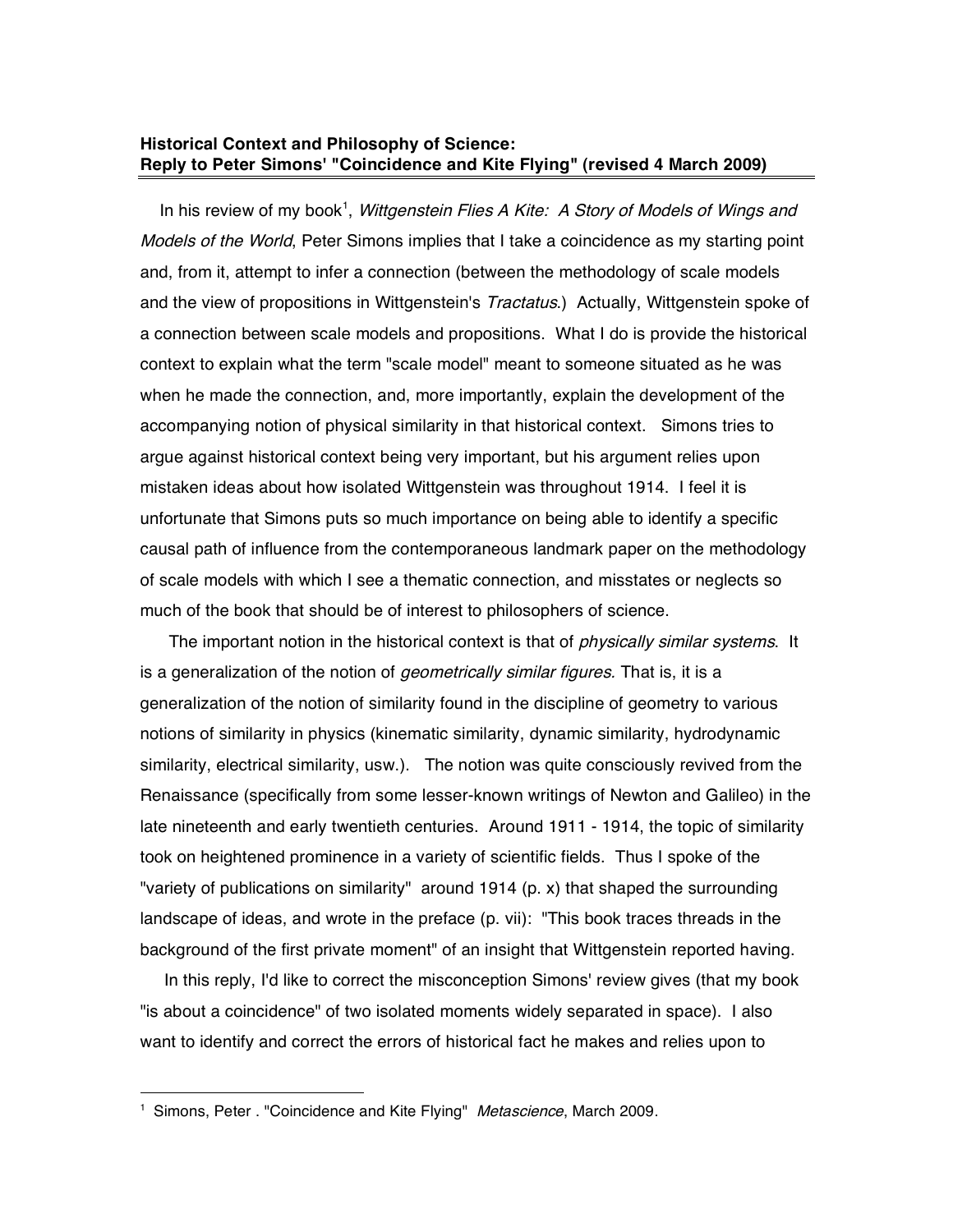**Historical Context and Philosophy of Science:**
**Reply to Peter Simons' "Coincidence and Kite Flying" (revised 4 March 2009)**

In his review of my book[1], *Wittgenstein Flies A Kite: A Story of Models of Wings and Models of the World*, Peter Simons implies that I take a coincidence as my starting point and, from it, attempt to infer a connection (between the methodology of scale models and the view of propositions in Wittgenstein's *Tractatus*.) Actually, Wittgenstein spoke of a connection between scale models and propositions. What I do is provide the historical context to explain what the term "scale model" meant to someone situated as he was when he made the connection, and, more importantly, explain the development of the accompanying notion of physical similarity in that historical context. Simons tries to argue against historical context being very important, but his argument relies upon mistaken ideas about how isolated Wittgenstein was throughout 1914. I feel it is unfortunate that Simons puts so much importance on being able to identify a specific causal path of influence from the contemporaneous landmark paper on the methodology of scale models with which I see a thematic connection, and misstates or neglects so much of the book that should be of interest to philosophers of science.

The important notion in the historical context is that of *physically similar systems*. It is a generalization of the notion of *geometrically similar figures.* That is, it is a generalization of the notion of similarity found in the discipline of geometry to various notions of similarity in physics (kinematic similarity, dynamic similarity, hydrodynamic similarity, electrical similarity, usw.). The notion was quite consciously revived from the Renaissance (specifically from some lesser-known writings of Newton and Galileo) in the late nineteenth and early twentieth centuries. Around 1911 - 1914, the topic of similarity took on heightened prominence in a variety of scientific fields. Thus I spoke of the "variety of publications on similarity" around 1914 (p. x) that shaped the surrounding landscape of ideas, and wrote in the preface (p. vii): "This book traces threads in the background of the first private moment" of an insight that Wittgenstein reported having.

In this reply, I'd like to correct the misconception Simons' review gives (that my book "is about a coincidence" of two isolated moments widely separated in space). I also want to identify and correct the errors of historical fact he makes and relies upon to

[1] Simons, Peter . "Coincidence and Kite Flying" *Metascience*, March 2009.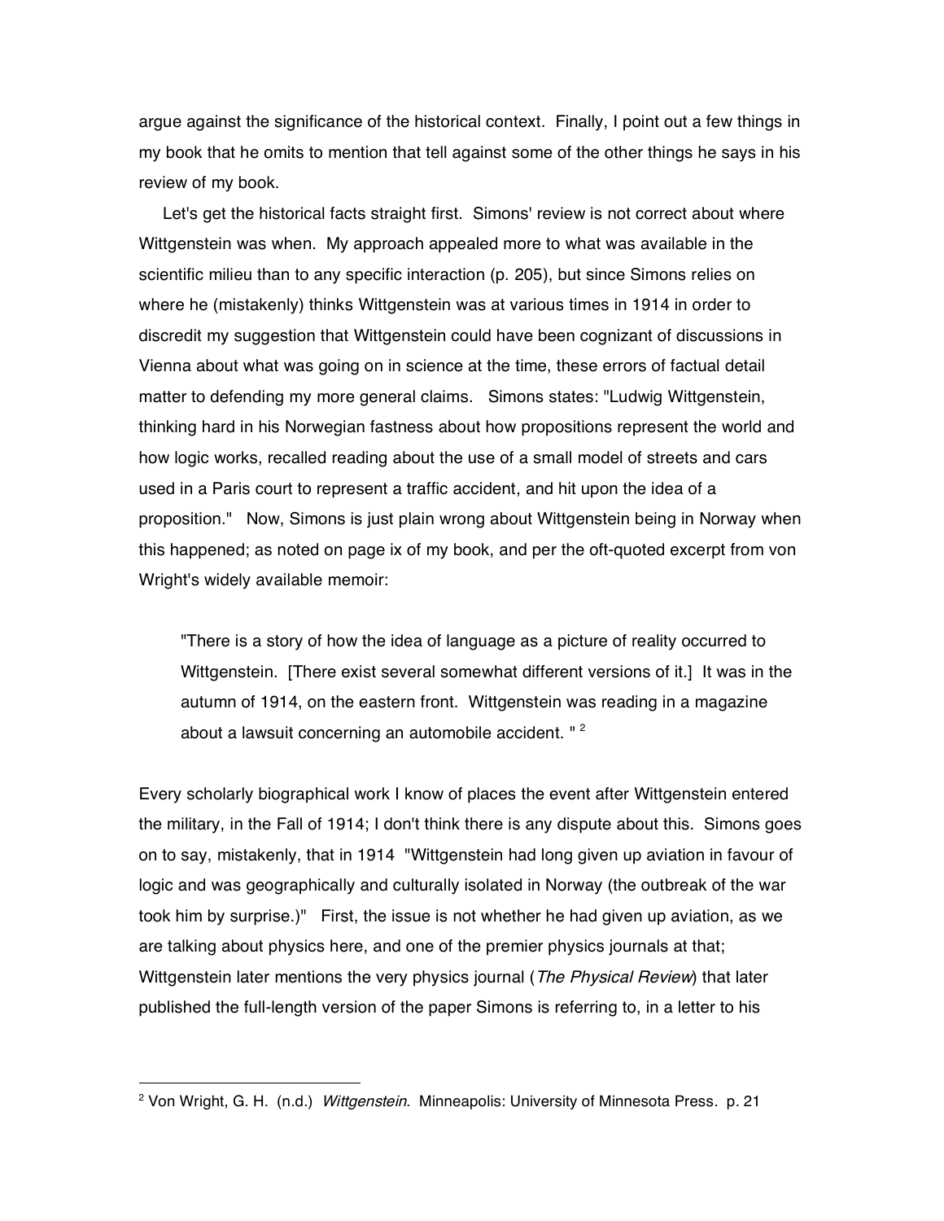argue against the significance of the historical context. Finally, I point out a few things in my book that he omits to mention that tell against some of the other things he says in his review of my book.

Let's get the historical facts straight first. Simons' review is not correct about where Wittgenstein was when. My approach appealed more to what was available in the scientific milieu than to any specific interaction (p. 205), but since Simons relies on where he (mistakenly) thinks Wittgenstein was at various times in 1914 in order to discredit my suggestion that Wittgenstein could have been cognizant of discussions in Vienna about what was going on in science at the time, these errors of factual detail matter to defending my more general claims. Simons states: "Ludwig Wittgenstein, thinking hard in his Norwegian fastness about how propositions represent the world and how logic works, recalled reading about the use of a small model of streets and cars used in a Paris court to represent a traffic accident, and hit upon the idea of a proposition." Now, Simons is just plain wrong about Wittgenstein being in Norway when this happened; as noted on page ix of my book, and per the oft-quoted excerpt from von Wright's widely available memoir:

> "There is a story of how the idea of language as a picture of reality occurred to Wittgenstein. [There exist several somewhat different versions of it.] It was in the autumn of 1914, on the eastern front. Wittgenstein was reading in a magazine about a lawsuit concerning an automobile accident. " [2]

Every scholarly biographical work I know of places the event after Wittgenstein entered the military, in the Fall of 1914; I don't think there is any dispute about this. Simons goes on to say, mistakenly, that in 1914 "Wittgenstein had long given up aviation in favour of logic and was geographically and culturally isolated in Norway (the outbreak of the war took him by surprise.)" First, the issue is not whether he had given up aviation, as we are talking about physics here, and one of the premier physics journals at that; Wittgenstein later mentions the very physics journal (*The Physical Review*) that later published the full-length version of the paper Simons is referring to, in a letter to his

[2] Von Wright, G. H. (n.d.) *Wittgenstein*. Minneapolis: University of Minnesota Press. p. 21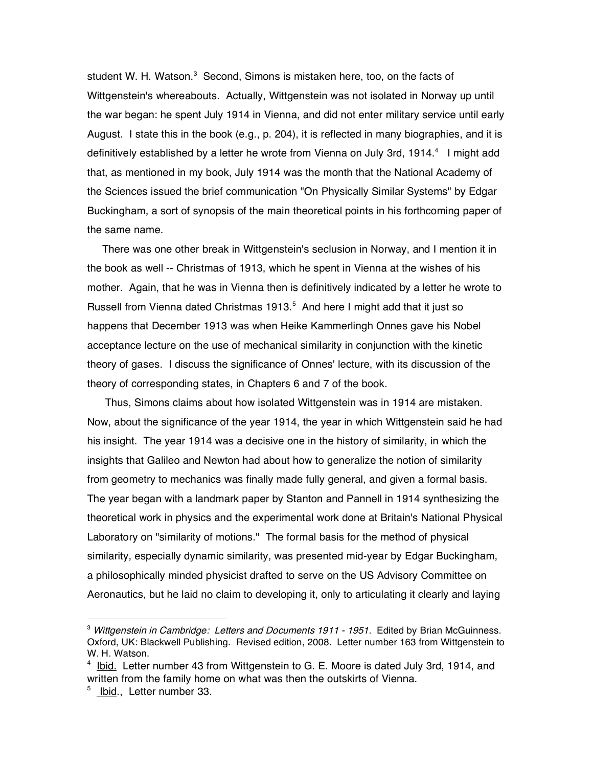student W. H. Watson.[3] Second, Simons is mistaken here, too, on the facts of Wittgenstein's whereabouts. Actually, Wittgenstein was not isolated in Norway up until the war began: he spent July 1914 in Vienna, and did not enter military service until early August. I state this in the book (e.g., p. 204), it is reflected in many biographies, and it is definitively established by a letter he wrote from Vienna on July 3rd, 1914.[4] I might add that, as mentioned in my book, July 1914 was the month that the National Academy of the Sciences issued the brief communication "On Physically Similar Systems" by Edgar Buckingham, a sort of synopsis of the main theoretical points in his forthcoming paper of the same name.

There was one other break in Wittgenstein's seclusion in Norway, and I mention it in the book as well -- Christmas of 1913, which he spent in Vienna at the wishes of his mother. Again, that he was in Vienna then is definitively indicated by a letter he wrote to Russell from Vienna dated Christmas 1913.[5] And here I might add that it just so happens that December 1913 was when Heike Kammerlingh Onnes gave his Nobel acceptance lecture on the use of mechanical similarity in conjunction with the kinetic theory of gases. I discuss the significance of Onnes' lecture, with its discussion of the theory of corresponding states, in Chapters 6 and 7 of the book.

Thus, Simons claims about how isolated Wittgenstein was in 1914 are mistaken. Now, about the significance of the year 1914, the year in which Wittgenstein said he had his insight. The year 1914 was a decisive one in the history of similarity, in which the insights that Galileo and Newton had about how to generalize the notion of similarity from geometry to mechanics was finally made fully general, and given a formal basis. The year began with a landmark paper by Stanton and Pannell in 1914 synthesizing the theoretical work in physics and the experimental work done at Britain's National Physical Laboratory on "similarity of motions." The formal basis for the method of physical similarity, especially dynamic similarity, was presented mid-year by Edgar Buckingham, a philosophically minded physicist drafted to serve on the US Advisory Committee on Aeronautics, but he laid no claim to developing it, only to articulating it clearly and laying

---

[3] *Wittgenstein in Cambridge: Letters and Documents 1911 - 1951*. Edited by Brian McGuinness. Oxford, UK: Blackwell Publishing. Revised edition, 2008. Letter number 163 from Wittgenstein to W. H. Watson.

[4] Ibid. Letter number 43 from Wittgenstein to G. E. Moore is dated July 3rd, 1914, and written from the family home on what was then the outskirts of Vienna.

[5] Ibid., Letter number 33.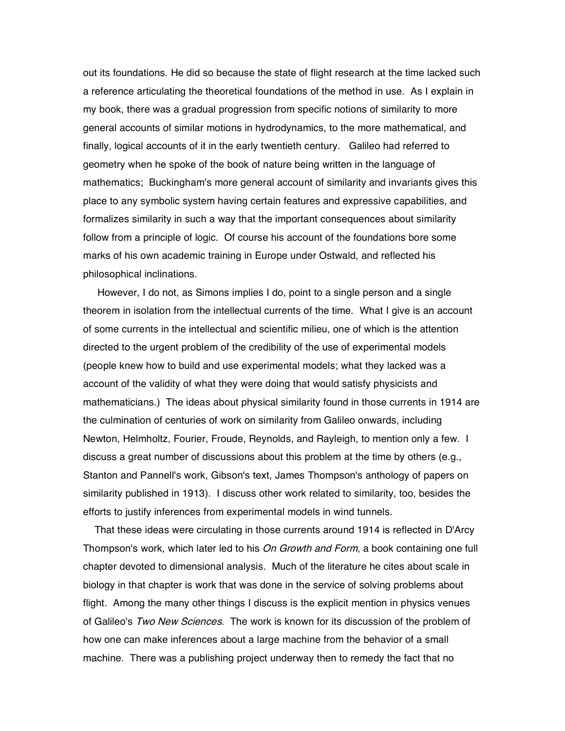out its foundations. He did so because the state of flight research at the time lacked such a reference articulating the theoretical foundations of the method in use. As I explain in my book, there was a gradual progression from specific notions of similarity to more general accounts of similar motions in hydrodynamics, to the more mathematical, and finally, logical accounts of it in the early twentieth century. Galileo had referred to geometry when he spoke of the book of nature being written in the language of mathematics; Buckingham's more general account of similarity and invariants gives this place to any symbolic system having certain features and expressive capabilities, and formalizes similarity in such a way that the important consequences about similarity follow from a principle of logic. Of course his account of the foundations bore some marks of his own academic training in Europe under Ostwald, and reflected his philosophical inclinations.

However, I do not, as Simons implies I do, point to a single person and a single theorem in isolation from the intellectual currents of the time. What I give is an account of some currents in the intellectual and scientific milieu, one of which is the attention directed to the urgent problem of the credibility of the use of experimental models (people knew how to build and use experimental models; what they lacked was a account of the validity of what they were doing that would satisfy physicists and mathematicians.) The ideas about physical similarity found in those currents in 1914 are the culmination of centuries of work on similarity from Galileo onwards, including Newton, Helmholtz, Fourier, Froude, Reynolds, and Rayleigh, to mention only a few. I discuss a great number of discussions about this problem at the time by others (e.g., Stanton and Pannell's work, Gibson's text, James Thompson's anthology of papers on similarity published in 1913). I discuss other work related to similarity, too, besides the efforts to justify inferences from experimental models in wind tunnels.

That these ideas were circulating in those currents around 1914 is reflected in D'Arcy Thompson's work, which later led to his *On Growth and Form*, a book containing one full chapter devoted to dimensional analysis. Much of the literature he cites about scale in biology in that chapter is work that was done in the service of solving problems about flight. Among the many other things I discuss is the explicit mention in physics venues of Galileo's *Two New Sciences*. The work is known for its discussion of the problem of how one can make inferences about a large machine from the behavior of a small machine. There was a publishing project underway then to remedy the fact that no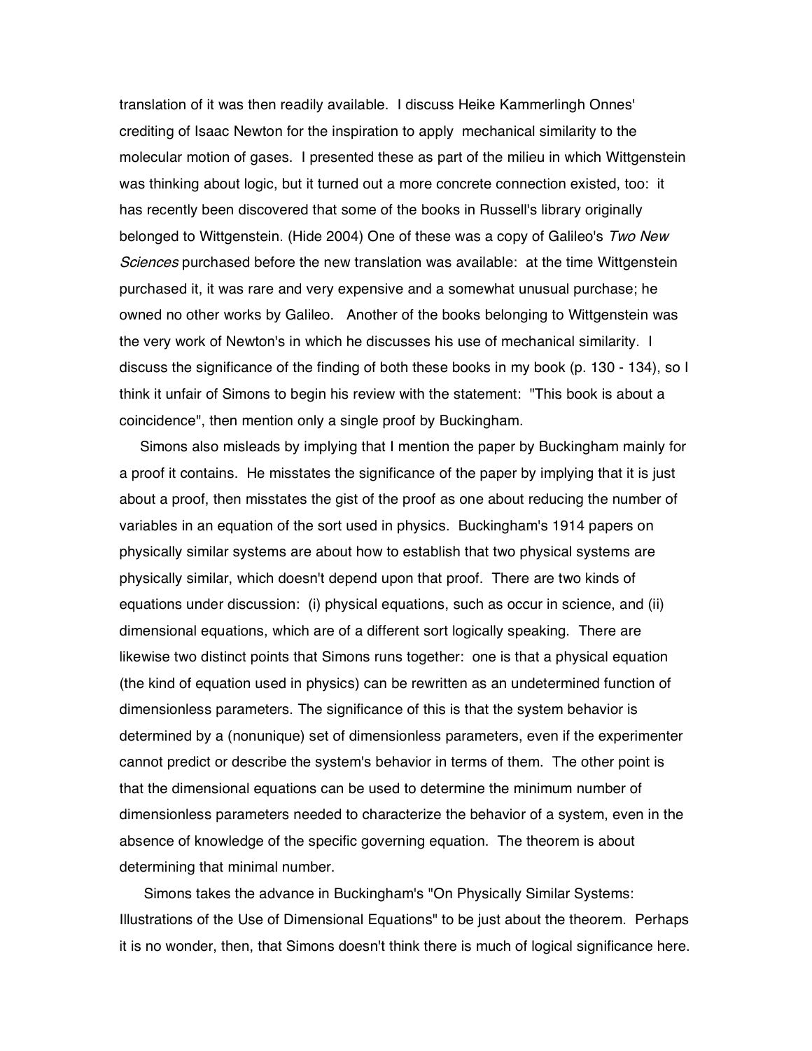translation of it was then readily available. I discuss Heike Kammerlingh Onnes' crediting of Isaac Newton for the inspiration to apply mechanical similarity to the molecular motion of gases. I presented these as part of the milieu in which Wittgenstein was thinking about logic, but it turned out a more concrete connection existed, too: it has recently been discovered that some of the books in Russell's library originally belonged to Wittgenstein. (Hide 2004) One of these was a copy of Galileo's *Two New Sciences* purchased before the new translation was available: at the time Wittgenstein purchased it, it was rare and very expensive and a somewhat unusual purchase; he owned no other works by Galileo. Another of the books belonging to Wittgenstein was the very work of Newton's in which he discusses his use of mechanical similarity. I discuss the significance of the finding of both these books in my book (p. 130 - 134), so I think it unfair of Simons to begin his review with the statement: "This book is about a coincidence", then mention only a single proof by Buckingham.

Simons also misleads by implying that I mention the paper by Buckingham mainly for a proof it contains. He misstates the significance of the paper by implying that it is just about a proof, then misstates the gist of the proof as one about reducing the number of variables in an equation of the sort used in physics. Buckingham's 1914 papers on physically similar systems are about how to establish that two physical systems are physically similar, which doesn't depend upon that proof. There are two kinds of equations under discussion: (i) physical equations, such as occur in science, and (ii) dimensional equations, which are of a different sort logically speaking. There are likewise two distinct points that Simons runs together: one is that a physical equation (the kind of equation used in physics) can be rewritten as an undetermined function of dimensionless parameters. The significance of this is that the system behavior is determined by a (nonunique) set of dimensionless parameters, even if the experimenter cannot predict or describe the system's behavior in terms of them. The other point is that the dimensional equations can be used to determine the minimum number of dimensionless parameters needed to characterize the behavior of a system, even in the absence of knowledge of the specific governing equation. The theorem is about determining that minimal number.

Simons takes the advance in Buckingham's "On Physically Similar Systems: Illustrations of the Use of Dimensional Equations" to be just about the theorem. Perhaps it is no wonder, then, that Simons doesn't think there is much of logical significance here.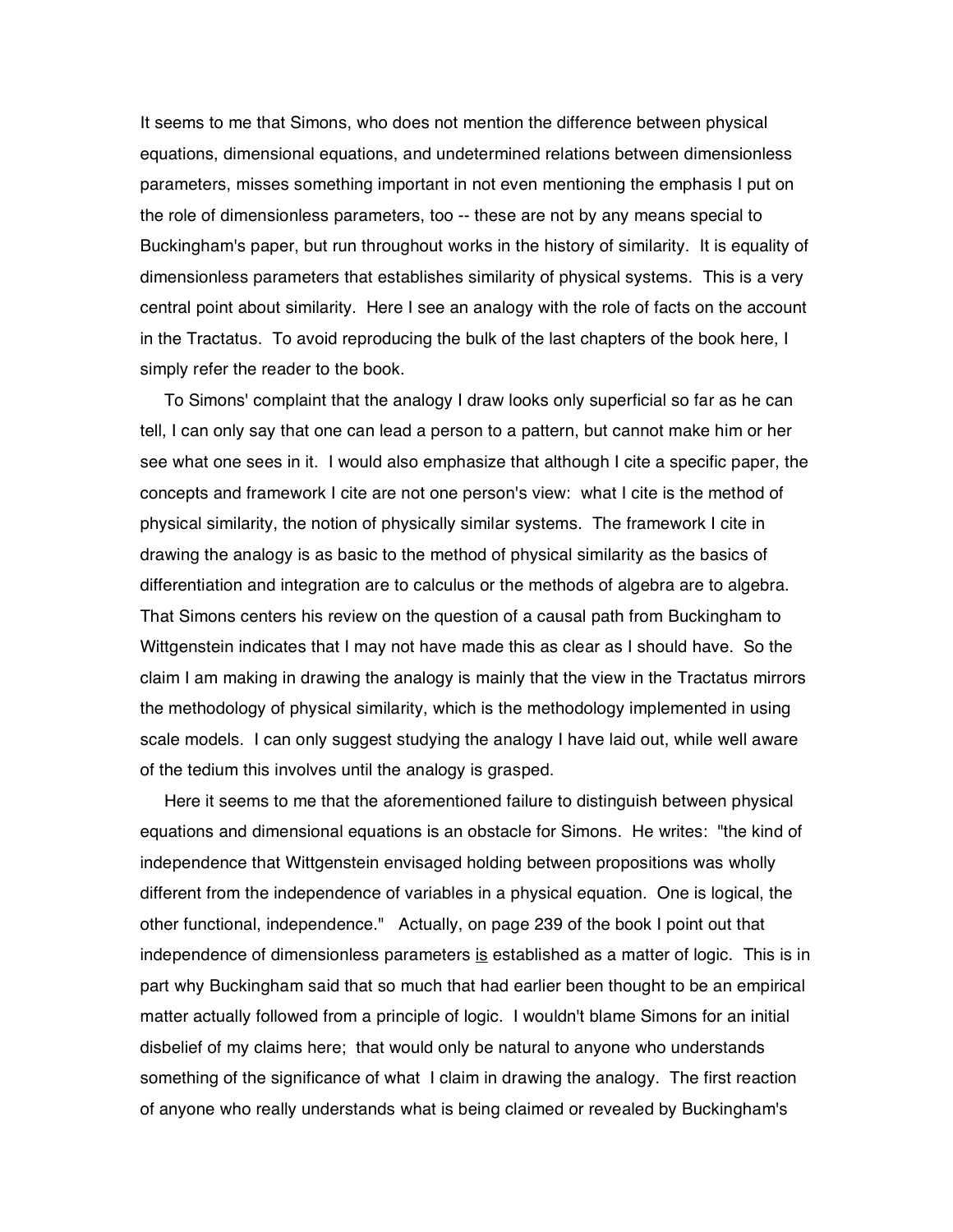It seems to me that Simons, who does not mention the difference between physical equations, dimensional equations, and undetermined relations between dimensionless parameters, misses something important in not even mentioning the emphasis I put on the role of dimensionless parameters, too -- these are not by any means special to Buckingham's paper, but run throughout works in the history of similarity. It is equality of dimensionless parameters that establishes similarity of physical systems. This is a very central point about similarity. Here I see an analogy with the role of facts on the account in the Tractatus. To avoid reproducing the bulk of the last chapters of the book here, I simply refer the reader to the book.

To Simons' complaint that the analogy I draw looks only superficial so far as he can tell, I can only say that one can lead a person to a pattern, but cannot make him or her see what one sees in it. I would also emphasize that although I cite a specific paper, the concepts and framework I cite are not one person's view: what I cite is the method of physical similarity, the notion of physically similar systems. The framework I cite in drawing the analogy is as basic to the method of physical similarity as the basics of differentiation and integration are to calculus or the methods of algebra are to algebra. That Simons centers his review on the question of a causal path from Buckingham to Wittgenstein indicates that I may not have made this as clear as I should have. So the claim I am making in drawing the analogy is mainly that the view in the Tractatus mirrors the methodology of physical similarity, which is the methodology implemented in using scale models. I can only suggest studying the analogy I have laid out, while well aware of the tedium this involves until the analogy is grasped.

Here it seems to me that the aforementioned failure to distinguish between physical equations and dimensional equations is an obstacle for Simons. He writes: "the kind of independence that Wittgenstein envisaged holding between propositions was wholly different from the independence of variables in a physical equation. One is logical, the other functional, independence." Actually, on page 239 of the book I point out that independence of dimensionless parameters <u>is</u> established as a matter of logic. This is in part why Buckingham said that so much that had earlier been thought to be an empirical matter actually followed from a principle of logic. I wouldn't blame Simons for an initial disbelief of my claims here; that would only be natural to anyone who understands something of the significance of what I claim in drawing the analogy. The first reaction of anyone who really understands what is being claimed or revealed by Buckingham's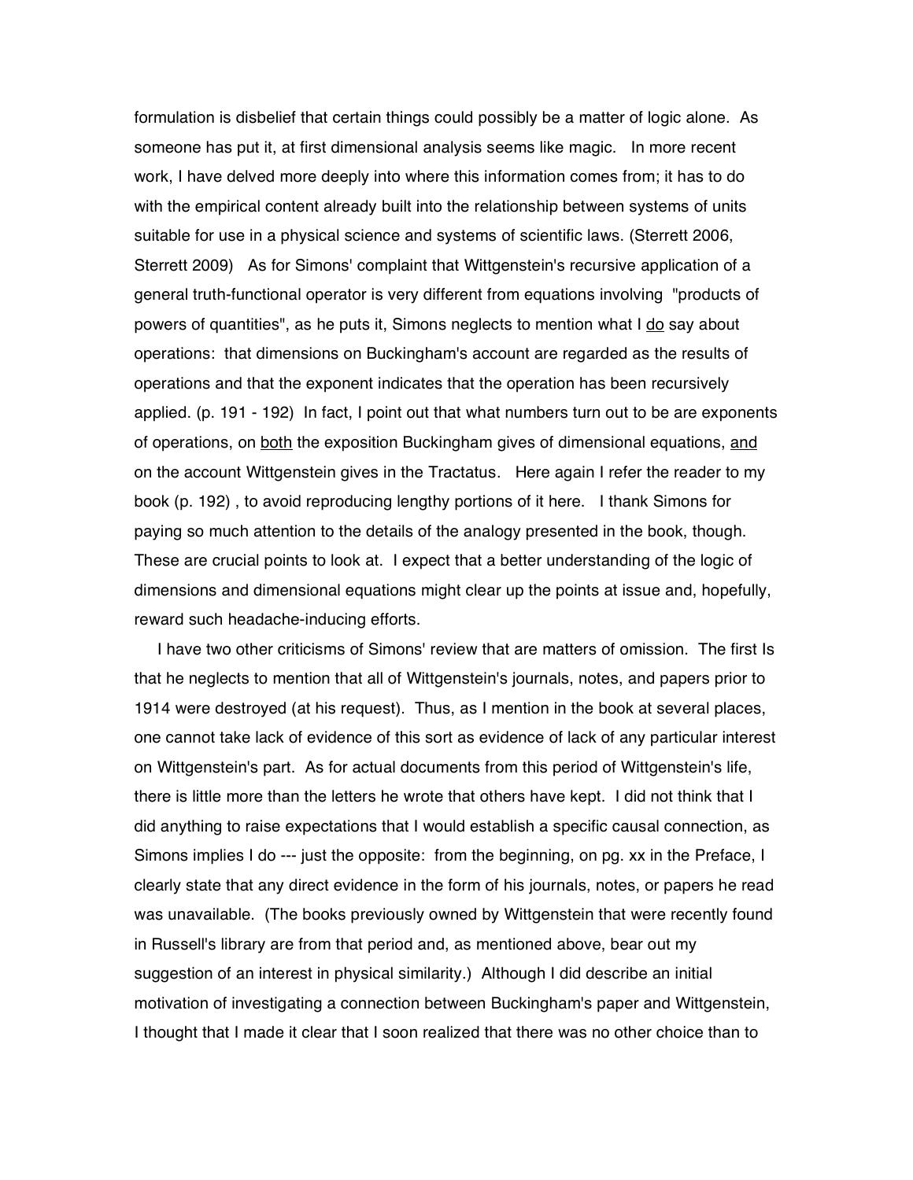formulation is disbelief that certain things could possibly be a matter of logic alone. As someone has put it, at first dimensional analysis seems like magic. In more recent work, I have delved more deeply into where this information comes from; it has to do with the empirical content already built into the relationship between systems of units suitable for use in a physical science and systems of scientific laws. (Sterrett 2006, Sterrett 2009) As for Simons' complaint that Wittgenstein's recursive application of a general truth-functional operator is very different from equations involving "products of powers of quantities", as he puts it, Simons neglects to mention what I <u>do</u> say about operations: that dimensions on Buckingham's account are regarded as the results of operations and that the exponent indicates that the operation has been recursively applied. (p. 191 - 192) In fact, I point out that what numbers turn out to be are exponents of operations, on <u>both</u> the exposition Buckingham gives of dimensional equations, <u>and</u> on the account Wittgenstein gives in the Tractatus. Here again I refer the reader to my book (p. 192) , to avoid reproducing lengthy portions of it here. I thank Simons for paying so much attention to the details of the analogy presented in the book, though. These are crucial points to look at. I expect that a better understanding of the logic of dimensions and dimensional equations might clear up the points at issue and, hopefully, reward such headache-inducing efforts.

I have two other criticisms of Simons' review that are matters of omission. The first Is that he neglects to mention that all of Wittgenstein's journals, notes, and papers prior to 1914 were destroyed (at his request). Thus, as I mention in the book at several places, one cannot take lack of evidence of this sort as evidence of lack of any particular interest on Wittgenstein's part. As for actual documents from this period of Wittgenstein's life, there is little more than the letters he wrote that others have kept. I did not think that I did anything to raise expectations that I would establish a specific causal connection, as Simons implies I do --- just the opposite: from the beginning, on pg. xx in the Preface, I clearly state that any direct evidence in the form of his journals, notes, or papers he read was unavailable. (The books previously owned by Wittgenstein that were recently found in Russell's library are from that period and, as mentioned above, bear out my suggestion of an interest in physical similarity.) Although I did describe an initial motivation of investigating a connection between Buckingham's paper and Wittgenstein, I thought that I made it clear that I soon realized that there was no other choice than to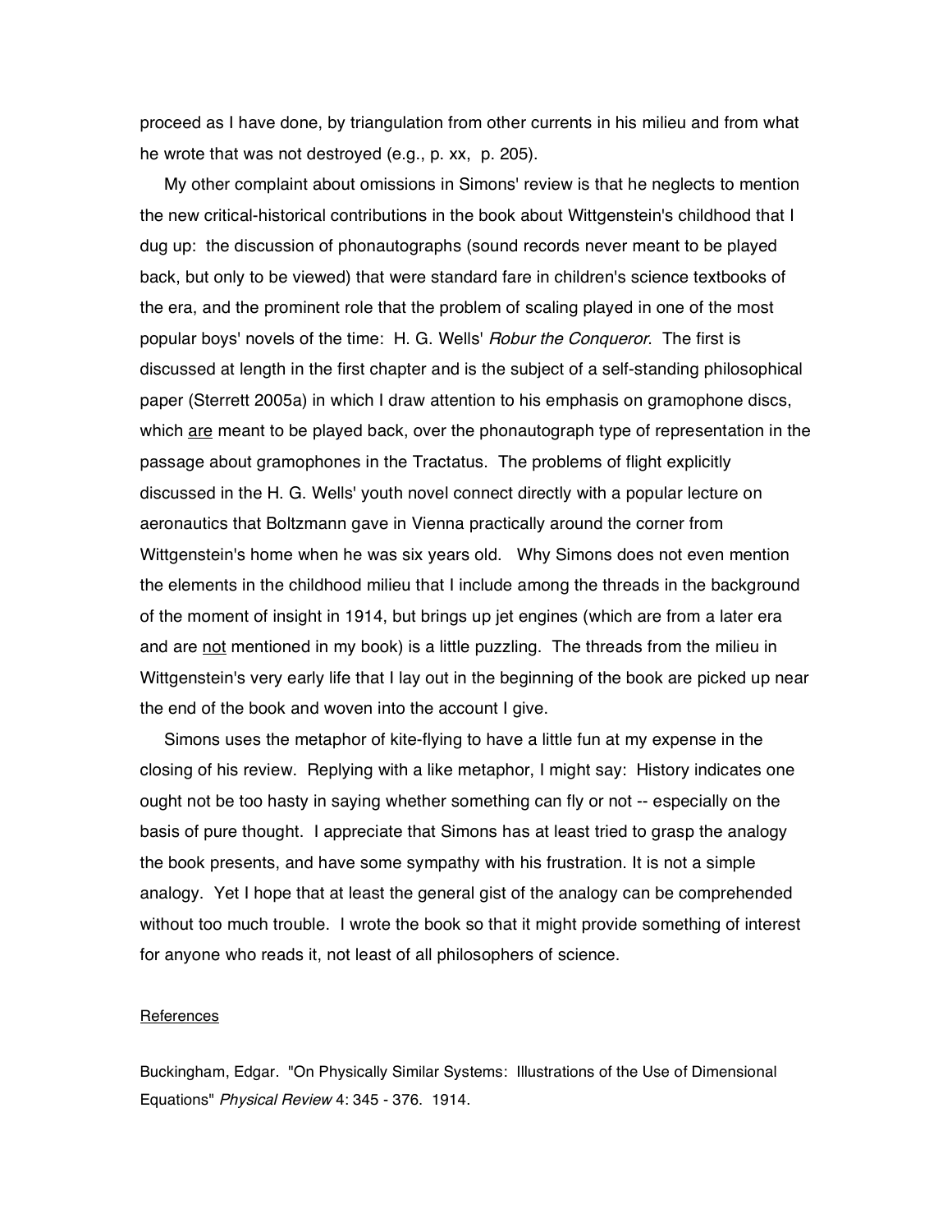proceed as I have done, by triangulation from other currents in his milieu and from what he wrote that was not destroyed (e.g., p. xx, p. 205).

My other complaint about omissions in Simons' review is that he neglects to mention the new critical-historical contributions in the book about Wittgenstein's childhood that I dug up: the discussion of phonautographs (sound records never meant to be played back, but only to be viewed) that were standard fare in children's science textbooks of the era, and the prominent role that the problem of scaling played in one of the most popular boys' novels of the time: H. G. Wells' *Robur the Conqueror*. The first is discussed at length in the first chapter and is the subject of a self-standing philosophical paper (Sterrett 2005a) in which I draw attention to his emphasis on gramophone discs, which <u>are</u> meant to be played back, over the phonautograph type of representation in the passage about gramophones in the Tractatus. The problems of flight explicitly discussed in the H. G. Wells' youth novel connect directly with a popular lecture on aeronautics that Boltzmann gave in Vienna practically around the corner from Wittgenstein's home when he was six years old. Why Simons does not even mention the elements in the childhood milieu that I include among the threads in the background of the moment of insight in 1914, but brings up jet engines (which are from a later era and are <u>not</u> mentioned in my book) is a little puzzling. The threads from the milieu in Wittgenstein's very early life that I lay out in the beginning of the book are picked up near the end of the book and woven into the account I give.

Simons uses the metaphor of kite-flying to have a little fun at my expense in the closing of his review. Replying with a like metaphor, I might say: History indicates one ought not be too hasty in saying whether something can fly or not -- especially on the basis of pure thought. I appreciate that Simons has at least tried to grasp the analogy the book presents, and have some sympathy with his frustration. It is not a simple analogy. Yet I hope that at least the general gist of the analogy can be comprehended without too much trouble. I wrote the book so that it might provide something of interest for anyone who reads it, not least of all philosophers of science.

<u>References</u>

Buckingham, Edgar. "On Physically Similar Systems: Illustrations of the Use of Dimensional Equations" *Physical Review* 4: 345 - 376. 1914.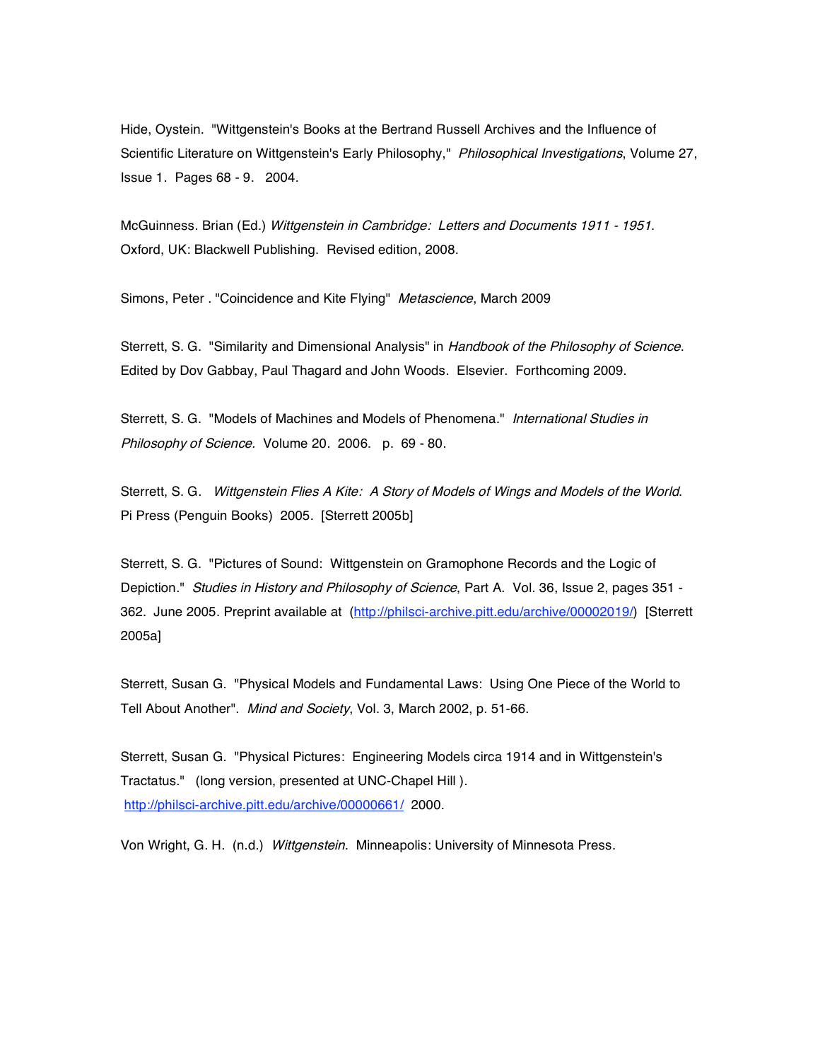Hide, Oystein. "Wittgenstein's Books at the Bertrand Russell Archives and the Influence of Scientific Literature on Wittgenstein's Early Philosophy," *Philosophical Investigations*, Volume 27, Issue 1. Pages 68 - 9. 2004.

McGuinness. Brian (Ed.) *Wittgenstein in Cambridge: Letters and Documents 1911 - 1951*. Oxford, UK: Blackwell Publishing. Revised edition, 2008.

Simons, Peter . "Coincidence and Kite Flying" *Metascience*, March 2009

Sterrett, S. G. "Similarity and Dimensional Analysis" in *Handbook of the Philosophy of Science*. Edited by Dov Gabbay, Paul Thagard and John Woods. Elsevier. Forthcoming 2009.

Sterrett, S. G. "Models of Machines and Models of Phenomena." *International Studies in Philosophy of Science.* Volume 20. 2006. p. 69 - 80.

Sterrett, S. G. *Wittgenstein Flies A Kite: A Story of Models of Wings and Models of the World*. Pi Press (Penguin Books) 2005. [Sterrett 2005b]

Sterrett, S. G. "Pictures of Sound: Wittgenstein on Gramophone Records and the Logic of Depiction." *Studies in History and Philosophy of Science*, Part A. Vol. 36, Issue 2, pages 351 - 362. June 2005. Preprint available at (http://philsci-archive.pitt.edu/archive/00002019/) [Sterrett 2005a]

Sterrett, Susan G. "Physical Models and Fundamental Laws: Using One Piece of the World to Tell About Another". *Mind and Society*, Vol. 3, March 2002, p. 51-66.

Sterrett, Susan G. "Physical Pictures: Engineering Models circa 1914 and in Wittgenstein's Tractatus." (long version, presented at UNC-Chapel Hill ). http://philsci-archive.pitt.edu/archive/00000661/ 2000.

Von Wright, G. H. (n.d.) *Wittgenstein*. Minneapolis: University of Minnesota Press.